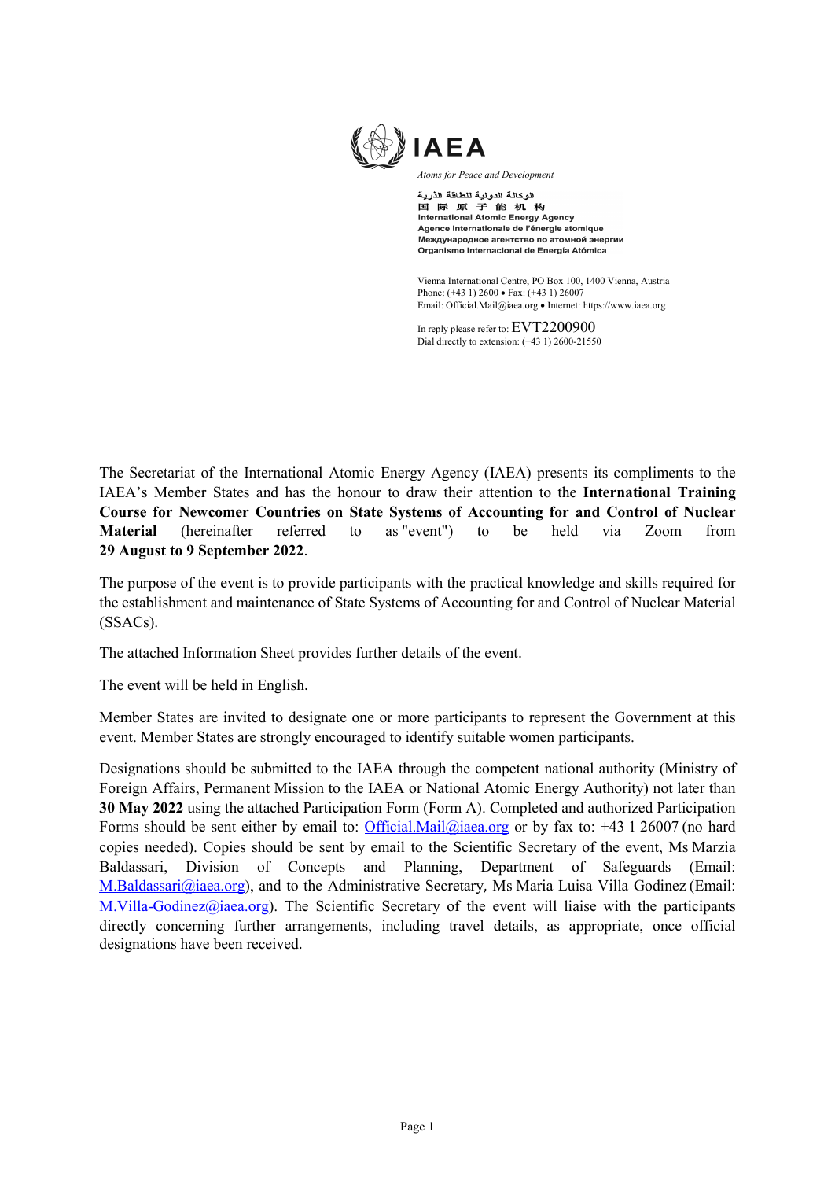IAEA

*Atoms for Peace and Development*

الوكالة الدولية للطاقة الذرية
国 际 原 子 能 机 构
**International Atomic Energy Agency**
**Agence internationale de l'énergie atomique**
**Международное агентство по атомной энергии**
**Organismo Internacional de Energía Atómica**

Vienna International Centre, PO Box 100, 1400 Vienna, Austria
Phone: (+43 1) 2600 • Fax: (+43 1) 26007
Email: Official.Mail@iaea.org • Internet: https://www.iaea.org

In reply please refer to: EVT2200900
Dial directly to extension: (+43 1) 2600-21550

The Secretariat of the International Atomic Energy Agency (IAEA) presents its compliments to the IAEA's Member States and has the honour to draw their attention to the **International Training Course for Newcomer Countries on State Systems of Accounting for and Control of Nuclear Material** (hereinafter referred to as "event") to be held via Zoom from **29 August to 9 September 2022**.

The purpose of the event is to provide participants with the practical knowledge and skills required for the establishment and maintenance of State Systems of Accounting for and Control of Nuclear Material (SSACs).

The attached Information Sheet provides further details of the event.

The event will be held in English.

Member States are invited to designate one or more participants to represent the Government at this event. Member States are strongly encouraged to identify suitable women participants.

Designations should be submitted to the IAEA through the competent national authority (Ministry of Foreign Affairs, Permanent Mission to the IAEA or National Atomic Energy Authority) not later than **30 May 2022** using the attached Participation Form (Form A). Completed and authorized Participation Forms should be sent either by email to: Official.Mail@iaea.org or by fax to: +43 1 26007 (no hard copies needed). Copies should be sent by email to the Scientific Secretary of the event, Ms Marzia Baldassari, Division of Concepts and Planning, Department of Safeguards (Email: M.Baldassari@iaea.org), and to the Administrative Secretary, Ms Maria Luisa Villa Godinez (Email: M.Villa-Godinez@iaea.org). The Scientific Secretary of the event will liaise with the participants directly concerning further arrangements, including travel details, as appropriate, once official designations have been received.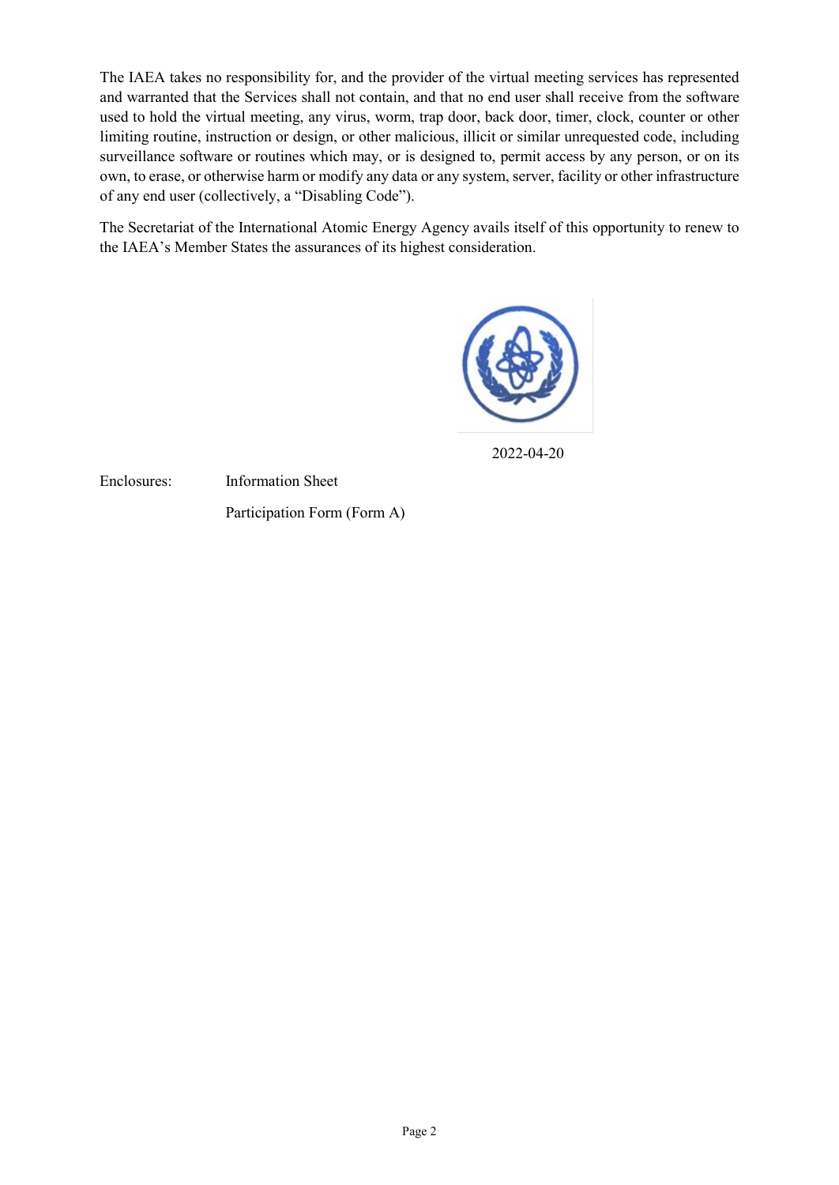The IAEA takes no responsibility for, and the provider of the virtual meeting services has represented and warranted that the Services shall not contain, and that no end user shall receive from the software used to hold the virtual meeting, any virus, worm, trap door, back door, timer, clock, counter or other limiting routine, instruction or design, or other malicious, illicit or similar unrequested code, including surveillance software or routines which may, or is designed to, permit access by any person, or on its own, to erase, or otherwise harm or modify any data or any system, server, facility or other infrastructure of any end user (collectively, a "Disabling Code").

The Secretariat of the International Atomic Energy Agency avails itself of this opportunity to renew to the IAEA's Member States the assurances of its highest consideration.

2022-04-20

Enclosures: Information Sheet

Participation Form (Form A)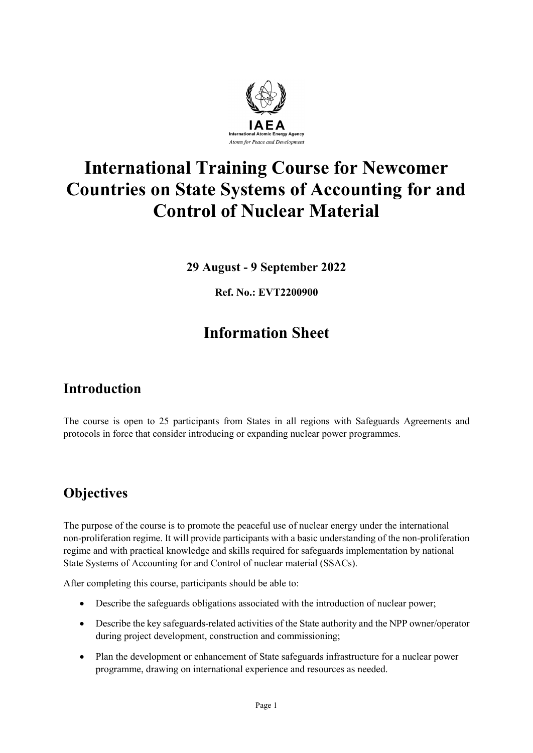IAEA

International Atomic Energy Agency

*Atoms for Peace and Development*

# International Training Course for Newcomer Countries on State Systems of Accounting for and Control of Nuclear Material

**29 August - 9 September 2022**

**Ref. No.: EVT2200900**

# Information Sheet

## Introduction

The course is open to 25 participants from States in all regions with Safeguards Agreements and protocols in force that consider introducing or expanding nuclear power programmes.

## Objectives

The purpose of the course is to promote the peaceful use of nuclear energy under the international non-proliferation regime. It will provide participants with a basic understanding of the non-proliferation regime and with practical knowledge and skills required for safeguards implementation by national State Systems of Accounting for and Control of nuclear material (SSACs).

After completing this course, participants should be able to:

- Describe the safeguards obligations associated with the introduction of nuclear power;
- Describe the key safeguards-related activities of the State authority and the NPP owner/operator during project development, construction and commissioning;
- Plan the development or enhancement of State safeguards infrastructure for a nuclear power programme, drawing on international experience and resources as needed.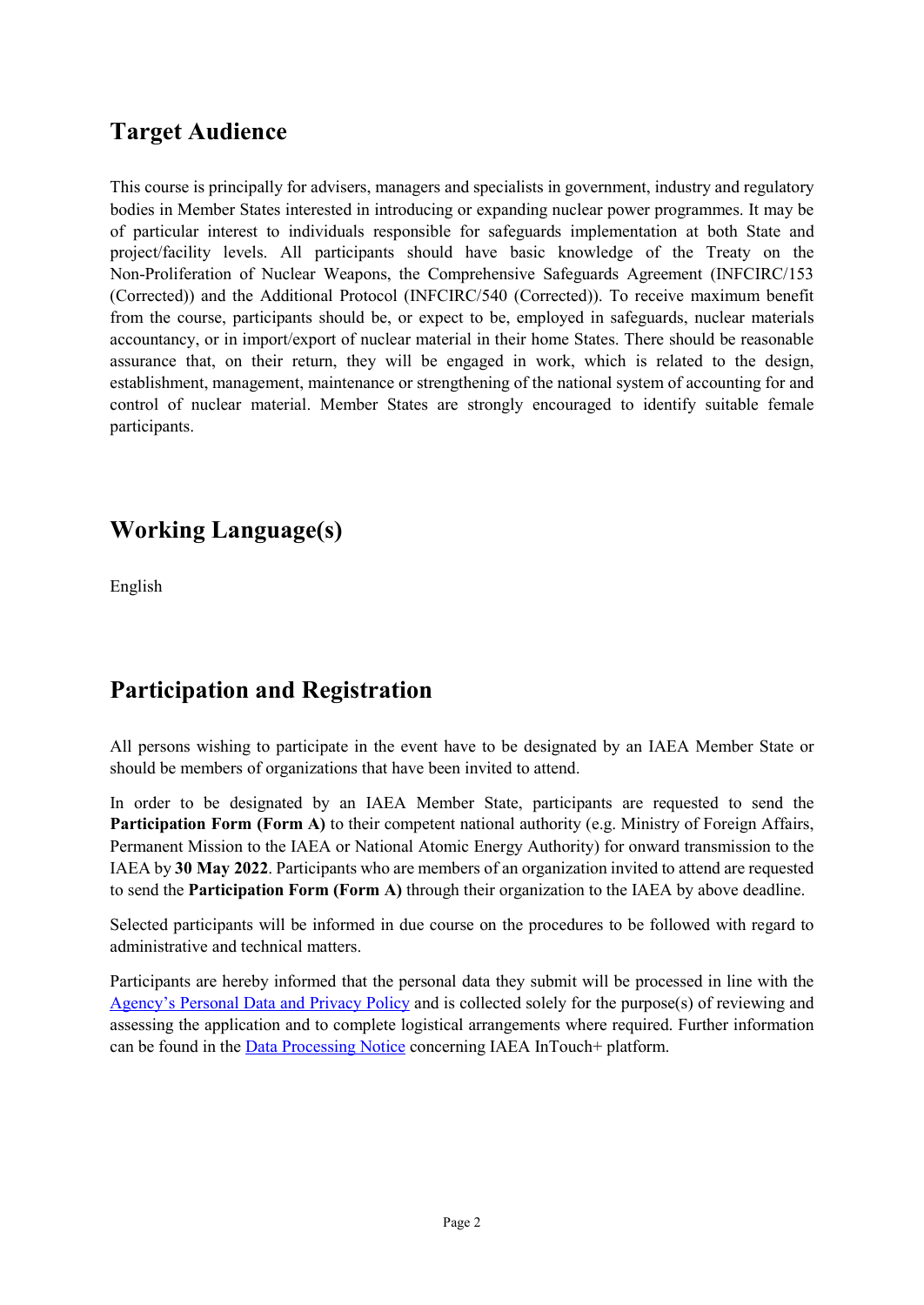## Target Audience

This course is principally for advisers, managers and specialists in government, industry and regulatory bodies in Member States interested in introducing or expanding nuclear power programmes. It may be of particular interest to individuals responsible for safeguards implementation at both State and project/facility levels. All participants should have basic knowledge of the Treaty on the Non-Proliferation of Nuclear Weapons, the Comprehensive Safeguards Agreement (INFCIRC/153 (Corrected)) and the Additional Protocol (INFCIRC/540 (Corrected)). To receive maximum benefit from the course, participants should be, or expect to be, employed in safeguards, nuclear materials accountancy, or in import/export of nuclear material in their home States. There should be reasonable assurance that, on their return, they will be engaged in work, which is related to the design, establishment, management, maintenance or strengthening of the national system of accounting for and control of nuclear material. Member States are strongly encouraged to identify suitable female participants.

## Working Language(s)

English

## Participation and Registration

All persons wishing to participate in the event have to be designated by an IAEA Member State or should be members of organizations that have been invited to attend.

In order to be designated by an IAEA Member State, participants are requested to send the **Participation Form (Form A)** to their competent national authority (e.g. Ministry of Foreign Affairs, Permanent Mission to the IAEA or National Atomic Energy Authority) for onward transmission to the IAEA by **30 May 2022**. Participants who are members of an organization invited to attend are requested to send the **Participation Form (Form A)** through their organization to the IAEA by above deadline.

Selected participants will be informed in due course on the procedures to be followed with regard to administrative and technical matters.

Participants are hereby informed that the personal data they submit will be processed in line with the Agency's Personal Data and Privacy Policy and is collected solely for the purpose(s) of reviewing and assessing the application and to complete logistical arrangements where required. Further information can be found in the Data Processing Notice concerning IAEA InTouch+ platform.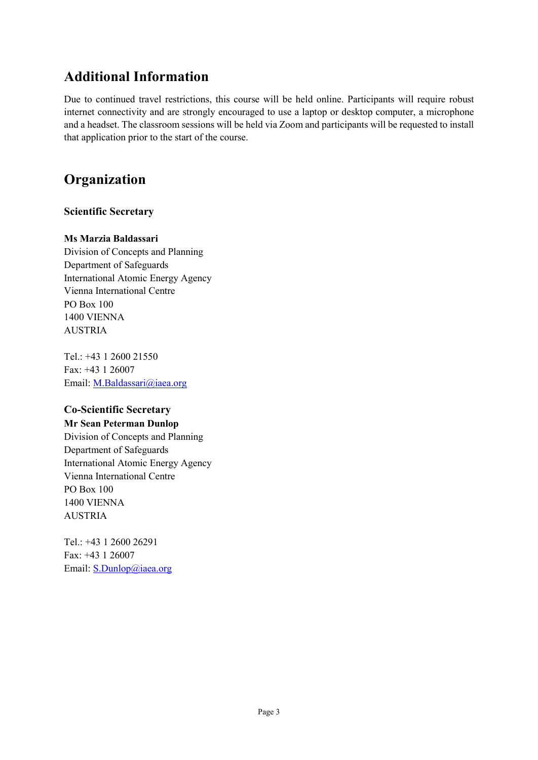## Additional Information

Due to continued travel restrictions, this course will be held online. Participants will require robust internet connectivity and are strongly encouraged to use a laptop or desktop computer, a microphone and a headset. The classroom sessions will be held via Zoom and participants will be requested to install that application prior to the start of the course.

## Organization

### Scientific Secretary

**Ms Marzia Baldassari**
Division of Concepts and Planning
Department of Safeguards
International Atomic Energy Agency
Vienna International Centre
PO Box 100
1400 VIENNA
AUSTRIA

Tel.: +43 1 2600 21550
Fax: +43 1 26007
Email: M.Baldassari@iaea.org

### Co-Scientific Secretary

**Mr Sean Peterman Dunlop**
Division of Concepts and Planning
Department of Safeguards
International Atomic Energy Agency
Vienna International Centre
PO Box 100
1400 VIENNA
AUSTRIA

Tel.: +43 1 2600 26291
Fax: +43 1 26007
Email: S.Dunlop@iaea.org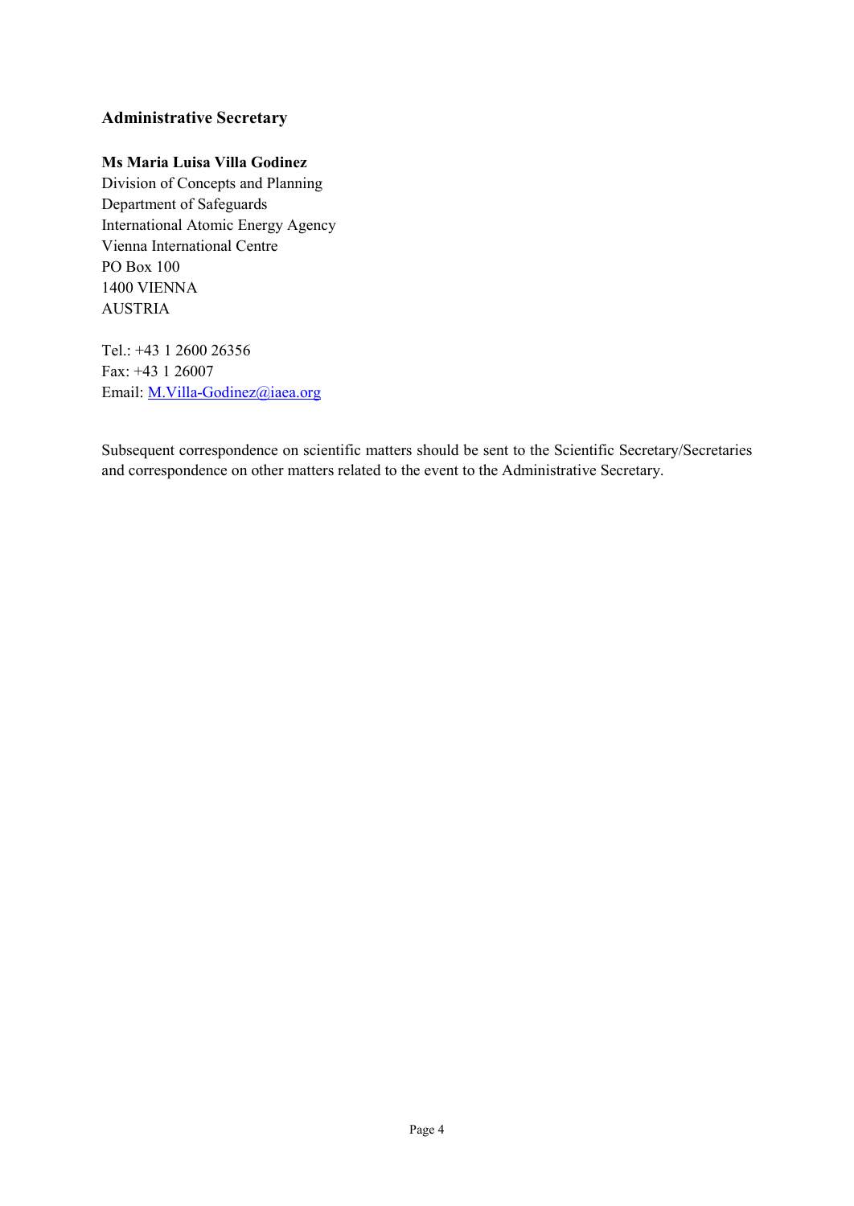### Administrative Secretary

**Ms Maria Luisa Villa Godinez**
Division of Concepts and Planning
Department of Safeguards
International Atomic Energy Agency
Vienna International Centre
PO Box 100
1400 VIENNA
AUSTRIA

Tel.: +43 1 2600 26356
Fax: +43 1 26007
Email: M.Villa-Godinez@iaea.org

Subsequent correspondence on scientific matters should be sent to the Scientific Secretary/Secretaries and correspondence on other matters related to the event to the Administrative Secretary.